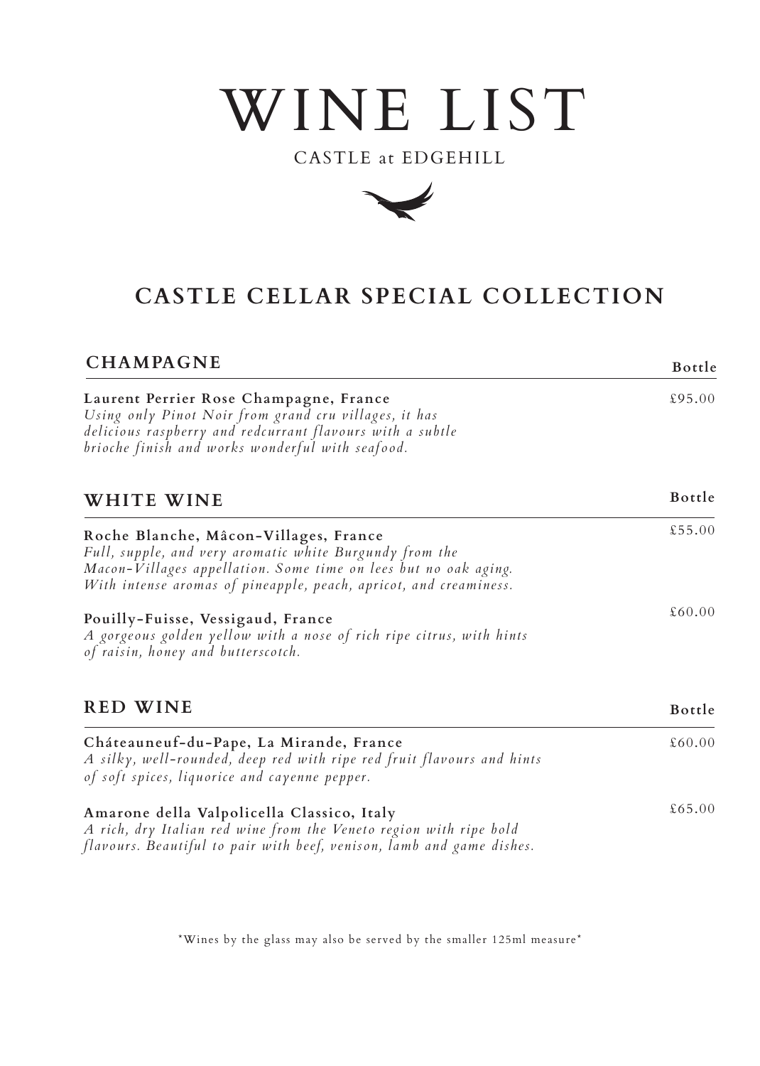# WINE LIST

CASTLE at EDGEHILL

## CASTLE CELLAR SPECIAL COLLECTION

### CHAMPAGNE

**Bottle**

**Laurent Perrier Rose Champagne, France** — £95.00
*Using only Pinot Noir from grand cru villages, it has delicious raspberry and redcurrant flavours with a subtle brioche finish and works wonderful with seafood.*

### WHITE WINE

**Bottle**

**Roche Blanche, Mâcon-Villages, France** — £55.00
*Full, supple, and very aromatic white Burgundy from the Macon-Villages appellation. Some time on lees but no oak aging. With intense aromas of pineapple, peach, apricot, and creaminess.*

**Pouilly-Fuisse, Vessigaud, France** — £60.00
*A gorgeous golden yellow with a nose of rich ripe citrus, with hints of raisin, honey and butterscotch.*

### RED WINE

**Bottle**

**Cháteauneuf-du-Pape, La Mirande, France** — £60.00
*A silky, well-rounded, deep red with ripe red fruit flavours and hints of soft spices, liquorice and cayenne pepper.*

**Amarone della Valpolicella Classico, Italy** — £65.00
*A rich, dry Italian red wine from the Veneto region with ripe bold flavours. Beautiful to pair with beef, venison, lamb and game dishes.*

*Wines by the glass may also be served by the smaller 125ml measure*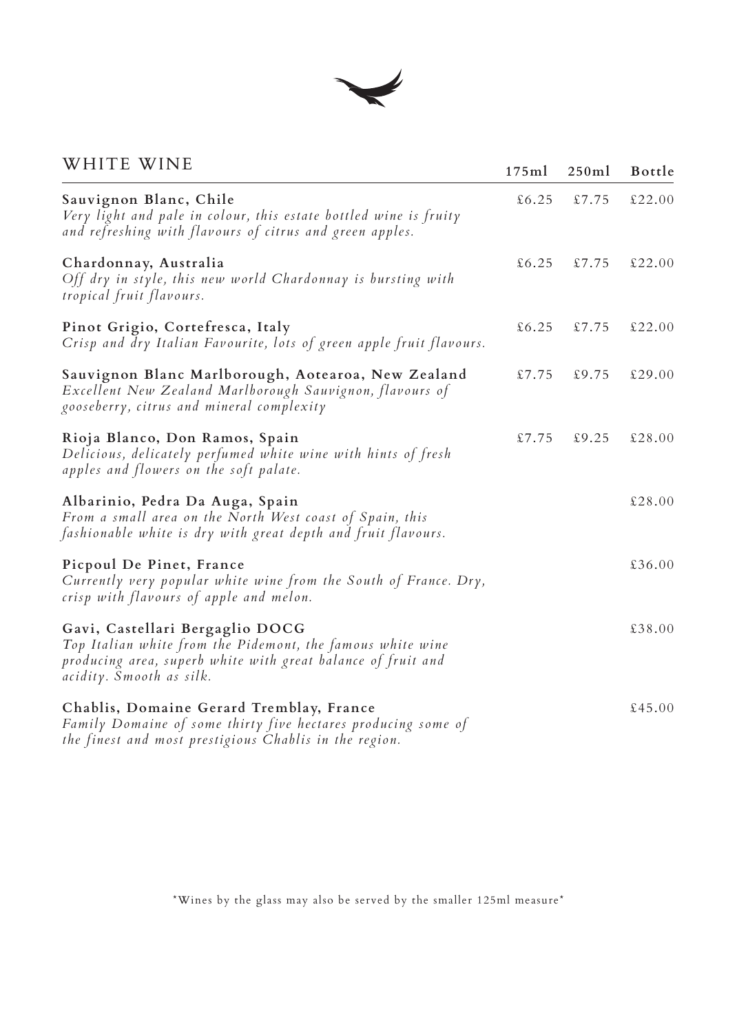## WHITE WINE

| | 175ml | 250ml | Bottle |
|---|---|---|---|
| **Sauvignon Blanc, Chile**<br>*Very light and pale in colour, this estate bottled wine is fruity and refreshing with flavours of citrus and green apples.* | £6.25 | £7.75 | £22.00 |
| **Chardonnay, Australia**<br>*Off dry in style, this new world Chardonnay is bursting with tropical fruit flavours.* | £6.25 | £7.75 | £22.00 |
| **Pinot Grigio, Cortefresca, Italy**<br>*Crisp and dry Italian Favourite, lots of green apple fruit flavours.* | £6.25 | £7.75 | £22.00 |
| **Sauvignon Blanc Marlborough, Aotearoa, New Zealand**<br>*Excellent New Zealand Marlborough Sauvignon, flavours of gooseberry, citrus and mineral complexity* | £7.75 | £9.75 | £29.00 |
| **Rioja Blanco, Don Ramos, Spain**<br>*Delicious, delicately perfumed white wine with hints of fresh apples and flowers on the soft palate.* | £7.75 | £9.25 | £28.00 |
| **Albarinio, Pedra Da Auga, Spain**<br>*From a small area on the North West coast of Spain, this fashionable white is dry with great depth and fruit flavours.* | | | £28.00 |
| **Picpoul De Pinet, France**<br>*Currently very popular white wine from the South of France. Dry, crisp with flavours of apple and melon.* | | | £36.00 |
| **Gavi, Castellari Bergaglio DOCG**<br>*Top Italian white from the Pidemont, the famous white wine producing area, superb white with great balance of fruit and acidity. Smooth as silk.* | | | £38.00 |
| **Chablis, Domaine Gerard Tremblay, France**<br>*Family Domaine of some thirty five hectares producing some of the finest and most prestigious Chablis in the region.* | | | £45.00 |

*Wines by the glass may also be served by the smaller 125ml measure*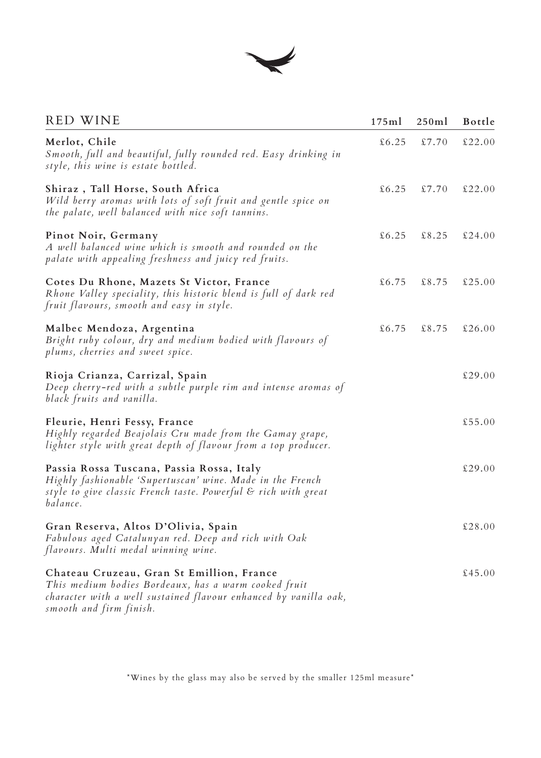## RED WINE

| Wine | 175ml | 250ml | Bottle |
|---|---|---|---|
| **Merlot, Chile**<br>*Smooth, full and beautiful, fully rounded red. Easy drinking in style, this wine is estate bottled.* | £6.25 | £7.70 | £22.00 |
| **Shiraz , Tall Horse, South Africa**<br>*Wild berry aromas with lots of soft fruit and gentle spice on the palate, well balanced with nice soft tannins.* | £6.25 | £7.70 | £22.00 |
| **Pinot Noir, Germany**<br>*A well balanced wine which is smooth and rounded on the palate with appealing freshness and juicy red fruits.* | £6.25 | £8.25 | £24.00 |
| **Cotes Du Rhone, Mazets St Victor, France**<br>*Rhone Valley speciality, this historic blend is full of dark red fruit flavours, smooth and easy in style.* | £6.75 | £8.75 | £25.00 |
| **Malbec Mendoza, Argentina**<br>*Bright ruby colour, dry and medium bodied with flavours of plums, cherries and sweet spice.* | £6.75 | £8.75 | £26.00 |
| **Rioja Crianza, Carrizal, Spain**<br>*Deep cherry-red with a subtle purple rim and intense aromas of black fruits and vanilla.* | | | £29.00 |
| **Fleurie, Henri Fessy, France**<br>*Highly regarded Beajolais Cru made from the Gamay grape, lighter style with great depth of flavour from a top producer.* | | | £55.00 |
| **Passia Rossa Tuscana, Passia Rossa, Italy**<br>*Highly fashionable 'Supertuscan' wine. Made in the French style to give classic French taste. Powerful & rich with great balance.* | | | £29.00 |
| **Gran Reserva, Altos D'Olivia, Spain**<br>*Fabulous aged Catalunyan red. Deep and rich with Oak flavours. Multi medal winning wine.* | | | £28.00 |
| **Chateau Cruzeau, Gran St Emillion, France**<br>*This medium bodies Bordeaux, has a warm cooked fruit character with a well sustained flavour enhanced by vanilla oak, smooth and firm finish.* | | | £45.00 |

*Wines by the glass may also be served by the smaller 125ml measure*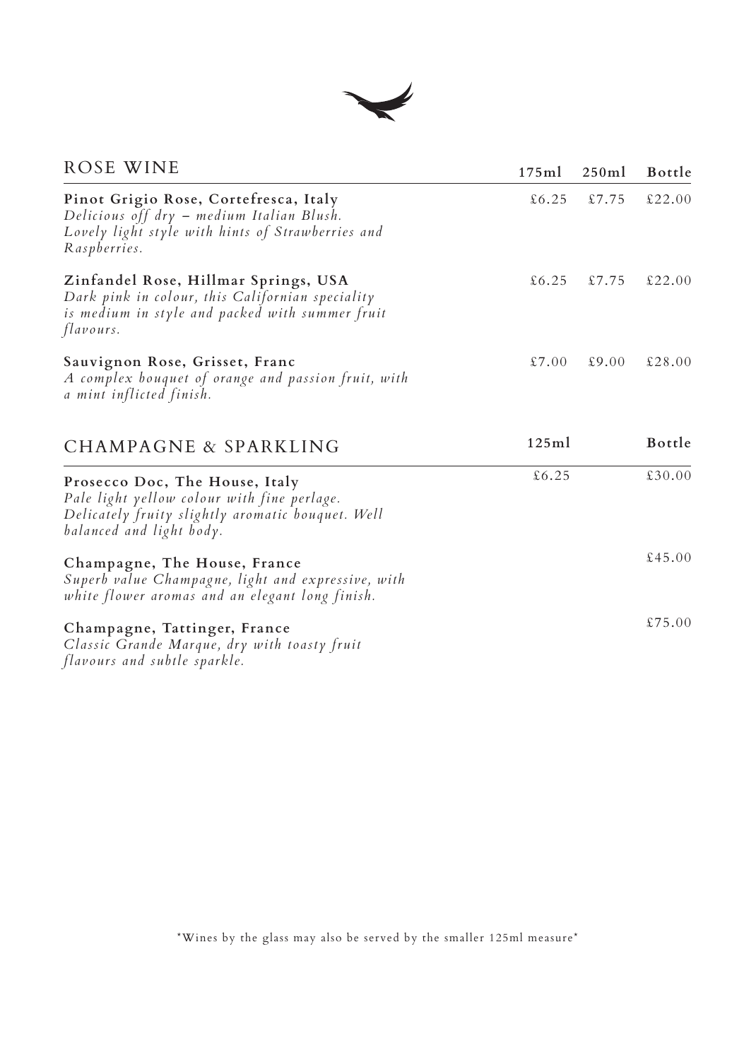## ROSE WINE

| | 175ml | 250ml | Bottle |
|---|---|---|---|
| **Pinot Grigio Rose, Cortefresca, Italy**<br>*Delicious off dry – medium Italian Blush. Lovely light style with hints of Strawberries and Raspberries.* | £6.25 | £7.75 | £22.00 |
| **Zinfandel Rose, Hillmar Springs, USA**<br>*Dark pink in colour, this Californian speciality is medium in style and packed with summer fruit flavours.* | £6.25 | £7.75 | £22.00 |
| **Sauvignon Rose, Grisset, Franc**<br>*A complex bouquet of orange and passion fruit, with a mint inflicted finish.* | £7.00 | £9.00 | £28.00 |

## CHAMPAGNE & SPARKLING

| | 125ml | Bottle |
|---|---|---|
| **Prosecco Doc, The House, Italy**<br>*Pale light yellow colour with fine perlage. Delicately fruity slightly aromatic bouquet. Well balanced and light body.* | £6.25 | £30.00 |
| **Champagne, The House, France**<br>*Superb value Champagne, light and expressive, with white flower aromas and an elegant long finish.* | | £45.00 |
| **Champagne, Tattinger, France**<br>*Classic Grande Marque, dry with toasty fruit flavours and subtle sparkle.* | | £75.00 |

*Wines by the glass may also be served by the smaller 125ml measure*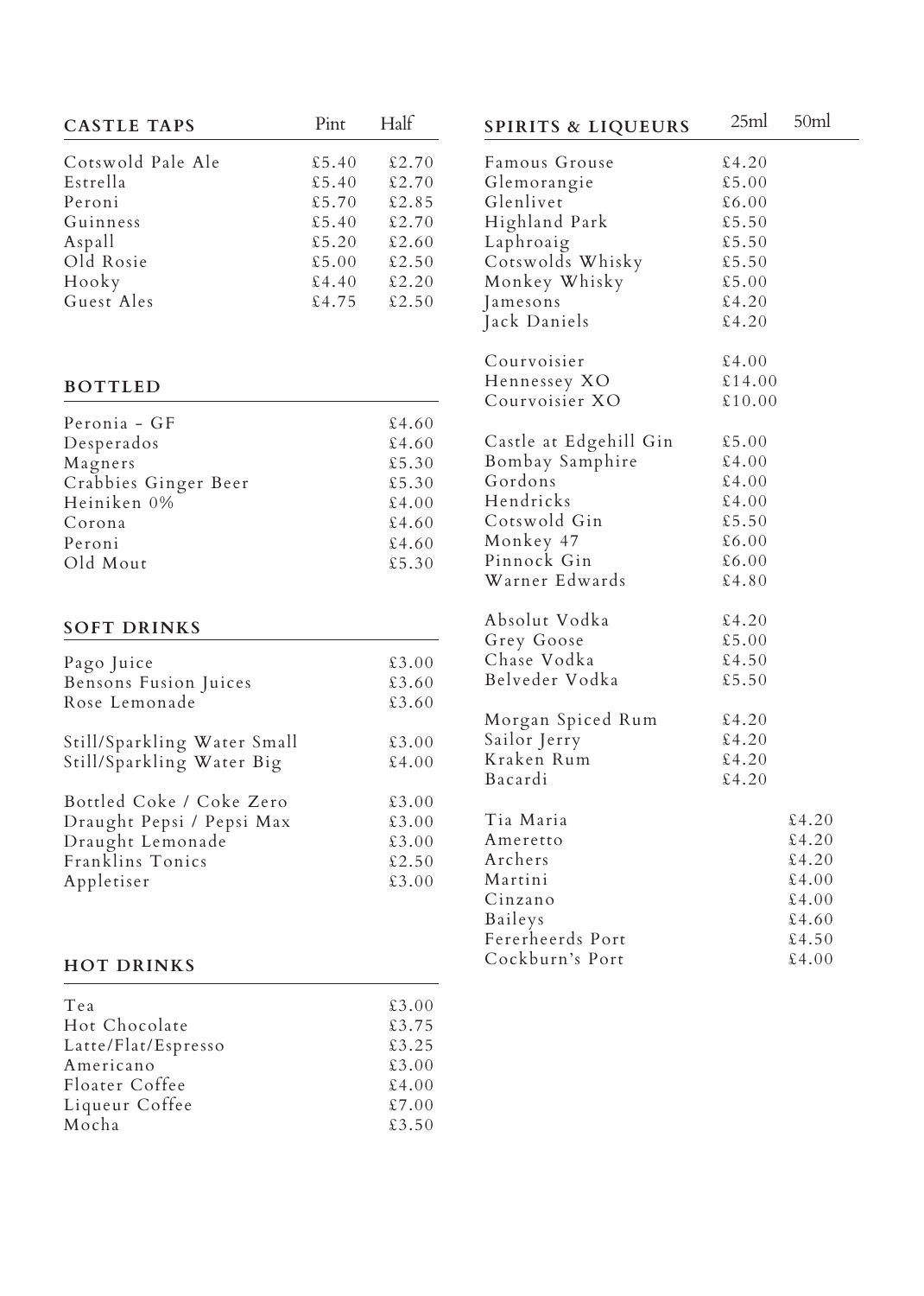## CASTLE TAPS

| | Pint | Half |
|---|---|---|
| Cotswold Pale Ale | £5.40 | £2.70 |
| Estrella | £5.40 | £2.70 |
| Peroni | £5.70 | £2.85 |
| Guinness | £5.40 | £2.70 |
| Aspall | £5.20 | £2.60 |
| Old Rosie | £5.00 | £2.50 |
| Hooky | £4.40 | £2.20 |
| Guest Ales | £4.75 | £2.50 |

## BOTTLED

| | |
|---|---|
| Peronia - GF | £4.60 |
| Desperados | £4.60 |
| Magners | £5.30 |
| Crabbies Ginger Beer | £5.30 |
| Heiniken 0% | £4.00 |
| Corona | £4.60 |
| Peroni | £4.60 |
| Old Mout | £5.30 |

## SOFT DRINKS

| | |
|---|---|
| Pago Juice | £3.00 |
| Bensons Fusion Juices | £3.60 |
| Rose Lemonade | £3.60 |
| Still/Sparkling Water Small | £3.00 |
| Still/Sparkling Water Big | £4.00 |
| Bottled Coke / Coke Zero | £3.00 |
| Draught Pepsi / Pepsi Max | £3.00 |
| Draught Lemonade | £3.00 |
| Franklins Tonics | £2.50 |
| Appletiser | £3.00 |

## HOT DRINKS

| | |
|---|---|
| Tea | £3.00 |
| Hot Chocolate | £3.75 |
| Latte/Flat/Espresso | £3.25 |
| Americano | £3.00 |
| Floater Coffee | £4.00 |
| Liqueur Coffee | £7.00 |
| Mocha | £3.50 |

## SPIRITS & LIQUEURS

| | 25ml | 50ml |
|---|---|---|
| Famous Grouse | £4.20 | |
| Glemorangie | £5.00 | |
| Glenlivet | £6.00 | |
| Highland Park | £5.50 | |
| Laphroaig | £5.50 | |
| Cotswolds Whisky | £5.50 | |
| Monkey Whisky | £5.00 | |
| Jamesons | £4.20 | |
| Jack Daniels | £4.20 | |
| Courvoisier | £4.00 | |
| Hennessey XO | £14.00 | |
| Courvoisier XO | £10.00 | |
| Castle at Edgehill Gin | £5.00 | |
| Bombay Samphire | £4.00 | |
| Gordons | £4.00 | |
| Hendricks | £4.00 | |
| Cotswold Gin | £5.50 | |
| Monkey 47 | £6.00 | |
| Pinnock Gin | £6.00 | |
| Warner Edwards | £4.80 | |
| Absolut Vodka | £4.20 | |
| Grey Goose | £5.00 | |
| Chase Vodka | £4.50 | |
| Belveder Vodka | £5.50 | |
| Morgan Spiced Rum | £4.20 | |
| Sailor Jerry | £4.20 | |
| Kraken Rum | £4.20 | |
| Bacardi | £4.20 | |
| Tia Maria | | £4.20 |
| Ameretto | | £4.20 |
| Archers | | £4.20 |
| Martini | | £4.00 |
| Cinzano | | £4.00 |
| Baileys | | £4.60 |
| Fererheerds Port | | £4.50 |
| Cockburn's Port | | £4.00 |